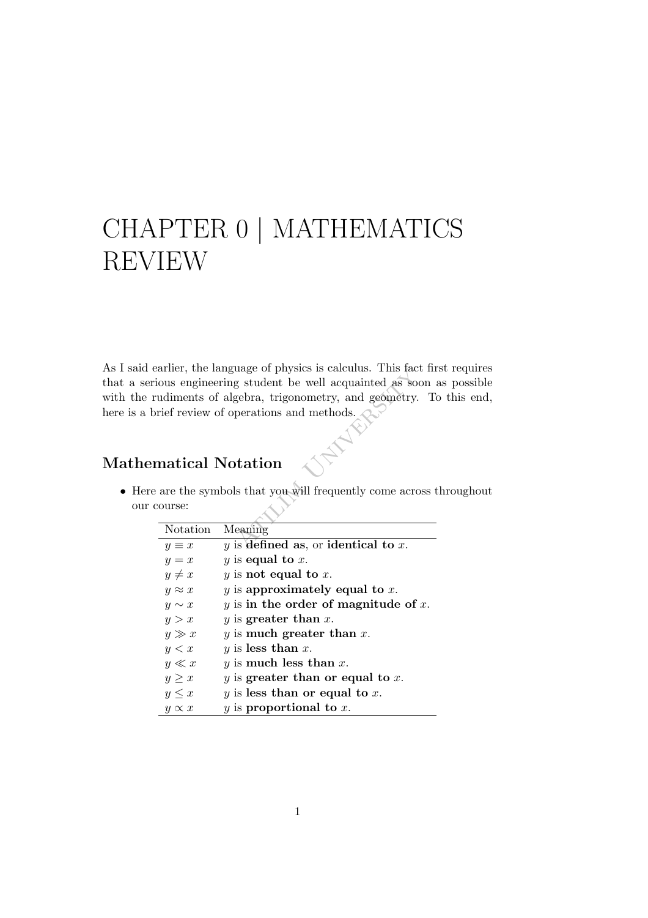# CHAPTER 0 | MATHEMATICS REVIEW

As I said earlier, the language of physics is calculus. This fact first requires that a serious engineering student be well acquainted as soon as possible with the rudiments of algebra, trigonometry, and geometry. To this end, here is a brief review of operations and methods.

## Mathematical Notation

- Here are the symbols that you will frequently come across throughout our course:

| Notation | Meaning |
|---|---|
| $y \equiv x$ | $y$ is **defined as**, or **identical to** $x$. |
| $y = x$ | $y$ is **equal to** $x$. |
| $y \neq x$ | $y$ is **not equal to** $x$. |
| $y \approx x$ | $y$ is **approximately equal to** $x$. |
| $y \sim x$ | $y$ is **in the order of magnitude of** $x$. |
| $y > x$ | $y$ is **greater than** $x$. |
| $y \gg x$ | $y$ is **much greater than** $x$. |
| $y < x$ | $y$ is **less than** $x$. |
| $y \ll x$ | $y$ is **much less than** $x$. |
| $y \geq x$ | $y$ is **greater than or equal to** $x$. |
| $y \leq x$ | $y$ is **less than or equal to** $x$. |
| $y \propto x$ | $y$ is **proportional to** $x$. |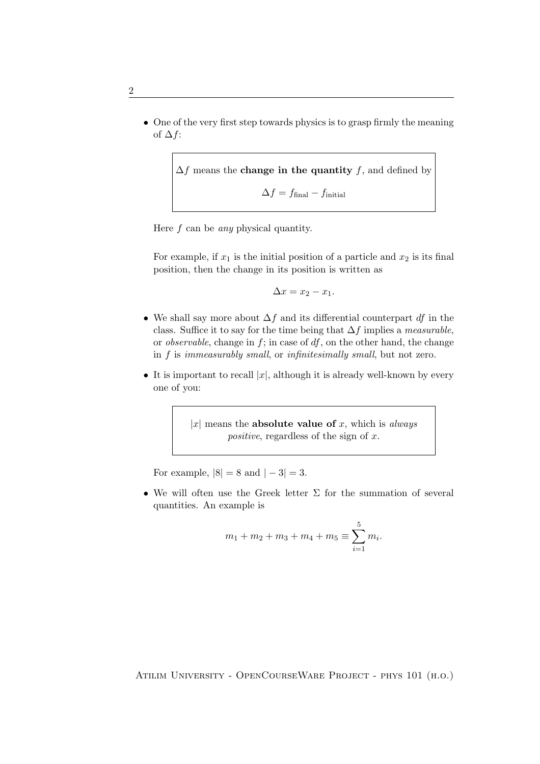- One of the very first step towards physics is to grasp firmly the meaning of $\Delta f$:

> $\Delta f$ means the **change in the quantity** $f$, and defined by
>
> $$\Delta f = f_{\text{final}} - f_{\text{initial}}$$

Here $f$ can be *any* physical quantity.

For example, if $x_1$ is the initial position of a particle and $x_2$ is its final position, then the change in its position is written as

$$\Delta x = x_2 - x_1.$$

- We shall say more about $\Delta f$ and its differential counterpart $df$ in the class. Suffice it to say for the time being that $\Delta f$ implies a *measurable*, or *observable*, change in $f$; in case of $df$, on the other hand, the change in $f$ is *immeasurably small*, or *infinitesimally small*, but not zero.

- It is important to recall $|x|$, although it is already well-known by every one of you:

> $|x|$ means the **absolute value of** $x$, which is *always positive*, regardless of the sign of $x$.

For example, $|8| = 8$ and $|-3| = 3$.

- We will often use the Greek letter $\Sigma$ for the summation of several quantities. An example is

$$m_1 + m_2 + m_3 + m_4 + m_5 \equiv \sum_{i=1}^{5} m_i.$$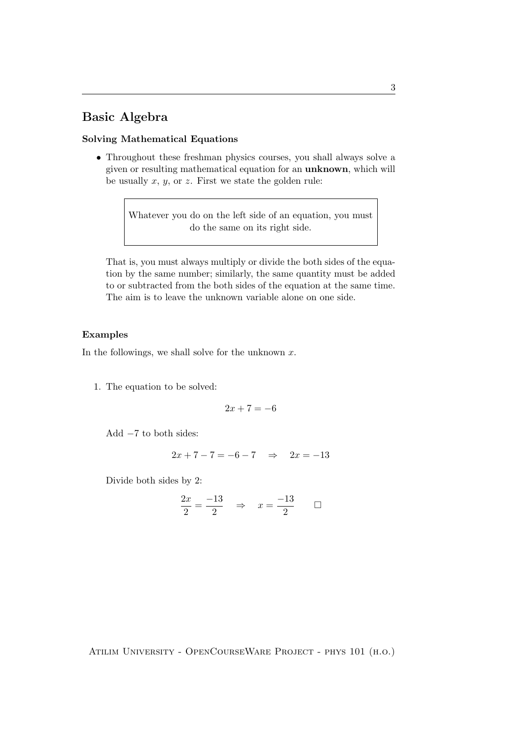# Basic Algebra

### Solving Mathematical Equations

- Throughout these freshman physics courses, you shall always solve a given or resulting mathematical equation for an **unknown**, which will be usually $x$, $y$, or $z$. First we state the golden rule:

  > Whatever you do on the left side of an equation, you must do the same on its right side.

  That is, you must always multiply or divide the both sides of the equation by the same number; similarly, the same quantity must be added to or subtracted from the both sides of the equation at the same time. The aim is to leave the unknown variable alone on one side.

### Examples

In the followings, we shall solve for the unknown $x$.

1. The equation to be solved:

   $$2x + 7 = -6$$

   Add $-7$ to both sides:

   $$2x + 7 - 7 = -6 - 7 \quad \Rightarrow \quad 2x = -13$$

   Divide both sides by 2:

   $$\frac{2x}{2} = \frac{-13}{2} \quad \Rightarrow \quad x = \frac{-13}{2} \qquad \square$$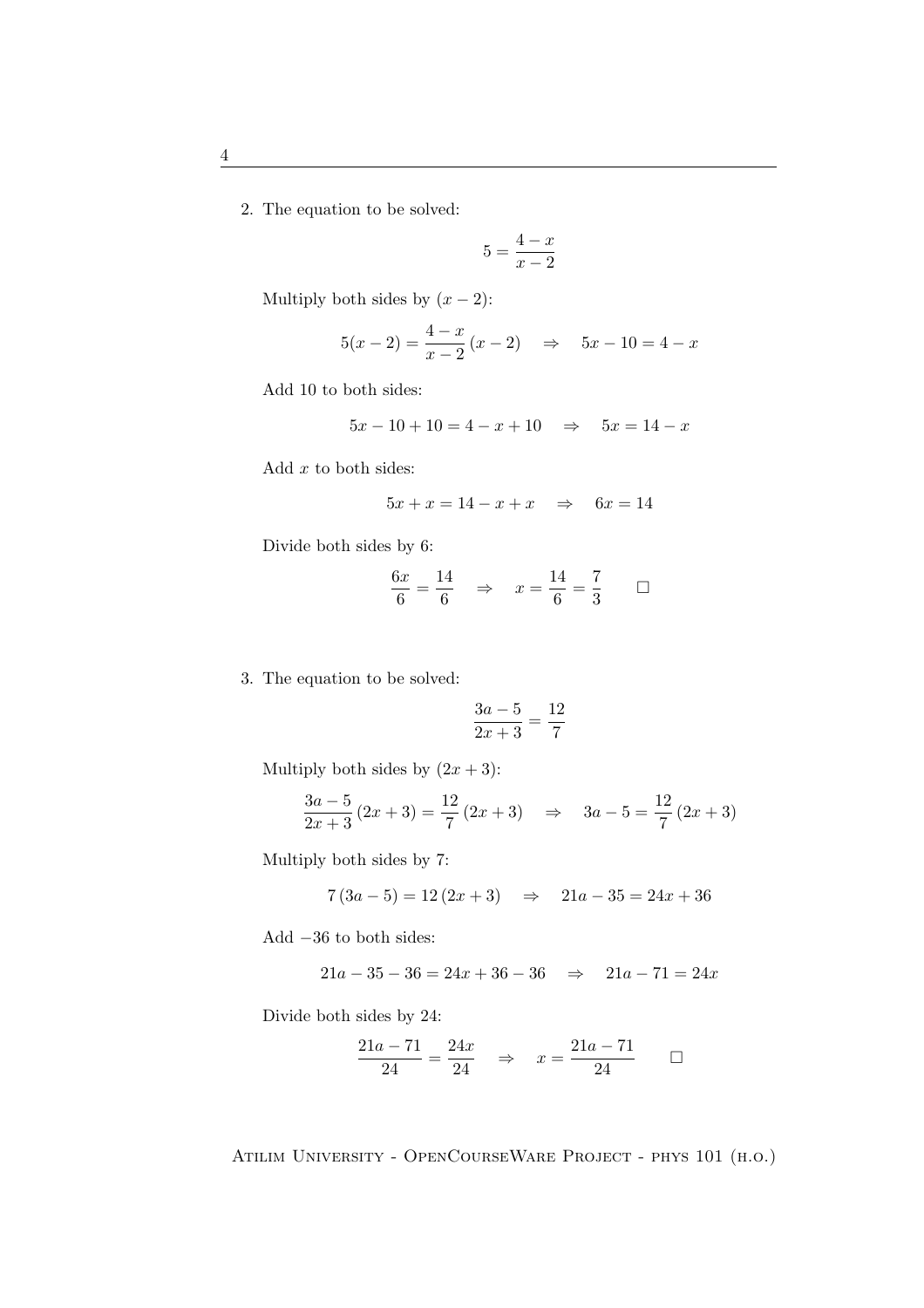2. The equation to be solved:

$$5 = \frac{4-x}{x-2}$$

Multiply both sides by $(x-2)$:

$$5(x-2) = \frac{4-x}{x-2}\,(x-2) \quad \Rightarrow \quad 5x - 10 = 4 - x$$

Add 10 to both sides:

$$5x - 10 + 10 = 4 - x + 10 \quad \Rightarrow \quad 5x = 14 - x$$

Add $x$ to both sides:

$$5x + x = 14 - x + x \quad \Rightarrow \quad 6x = 14$$

Divide both sides by 6:

$$\frac{6x}{6} = \frac{14}{6} \quad \Rightarrow \quad x = \frac{14}{6} = \frac{7}{3} \qquad \square$$

3. The equation to be solved:

$$\frac{3a-5}{2x+3} = \frac{12}{7}$$

Multiply both sides by $(2x+3)$:

$$\frac{3a-5}{2x+3}\,(2x+3) = \frac{12}{7}\,(2x+3) \quad \Rightarrow \quad 3a - 5 = \frac{12}{7}\,(2x+3)$$

Multiply both sides by 7:

$$7\,(3a-5) = 12\,(2x+3) \quad \Rightarrow \quad 21a - 35 = 24x + 36$$

Add $-36$ to both sides:

$$21a - 35 - 36 = 24x + 36 - 36 \quad \Rightarrow \quad 21a - 71 = 24x$$

Divide both sides by 24:

$$\frac{21a-71}{24} = \frac{24x}{24} \quad \Rightarrow \quad x = \frac{21a-71}{24} \qquad \square$$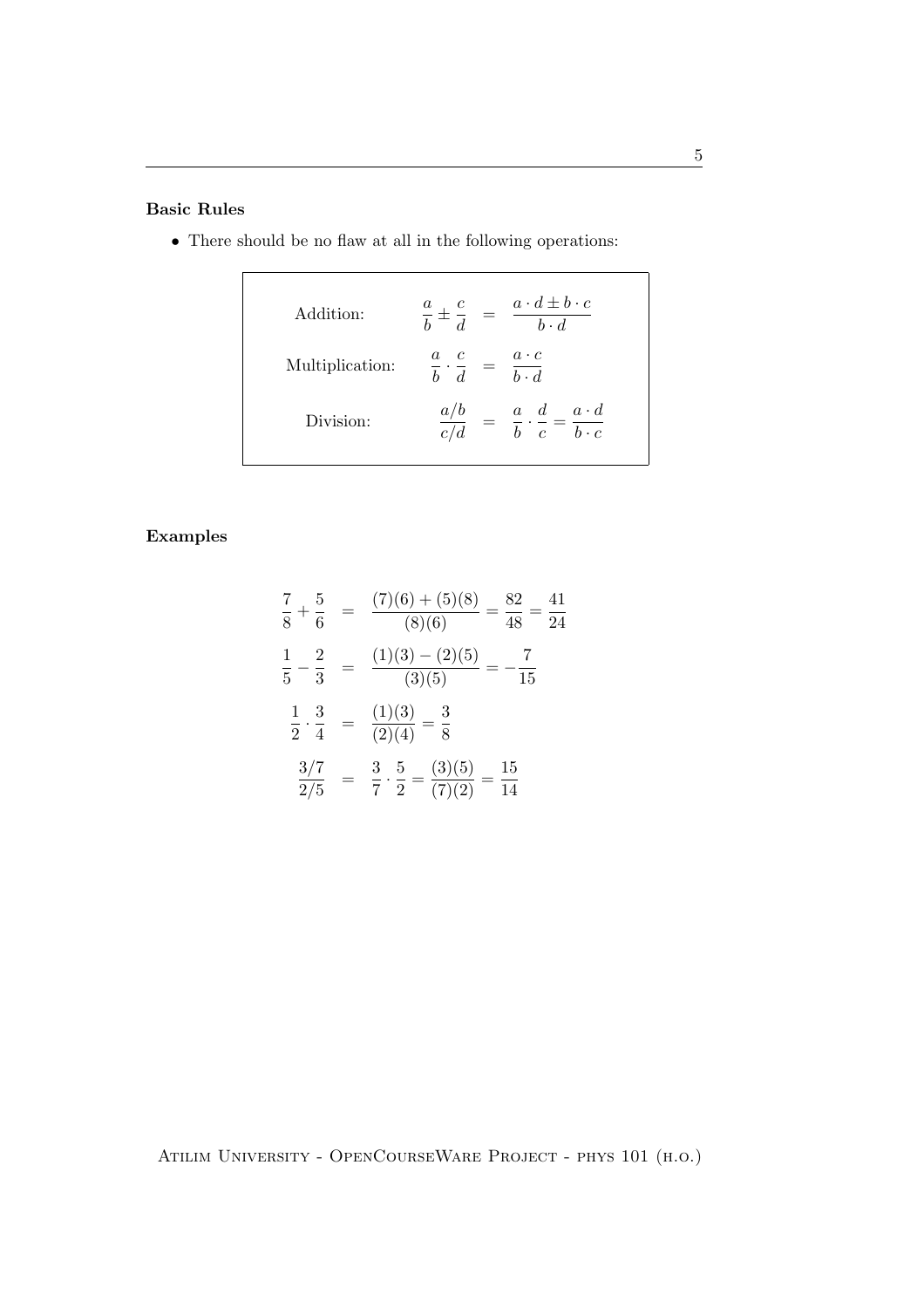### Basic Rules

- There should be no flaw at all in the following operations:

$$
\begin{aligned}
\text{Addition:} \quad & \frac{a}{b} \pm \frac{c}{d} = \frac{a \cdot d \pm b \cdot c}{b \cdot d} \\
\text{Multiplication:} \quad & \frac{a}{b} \cdot \frac{c}{d} = \frac{a \cdot c}{b \cdot d} \\
\text{Division:} \quad & \frac{a/b}{c/d} = \frac{a}{b} \cdot \frac{d}{c} = \frac{a \cdot d}{b \cdot c}
\end{aligned}
$$

### Examples

$$
\begin{aligned}
\frac{7}{8} + \frac{5}{6} &= \frac{(7)(6) + (5)(8)}{(8)(6)} = \frac{82}{48} = \frac{41}{24} \\
\frac{1}{5} - \frac{2}{3} &= \frac{(1)(3) - (2)(5)}{(3)(5)} = -\frac{7}{15} \\
\frac{1}{2} \cdot \frac{3}{4} &= \frac{(1)(3)}{(2)(4)} = \frac{3}{8} \\
\frac{3/7}{2/5} &= \frac{3}{7} \cdot \frac{5}{2} = \frac{(3)(5)}{(7)(2)} = \frac{15}{14}
\end{aligned}
$$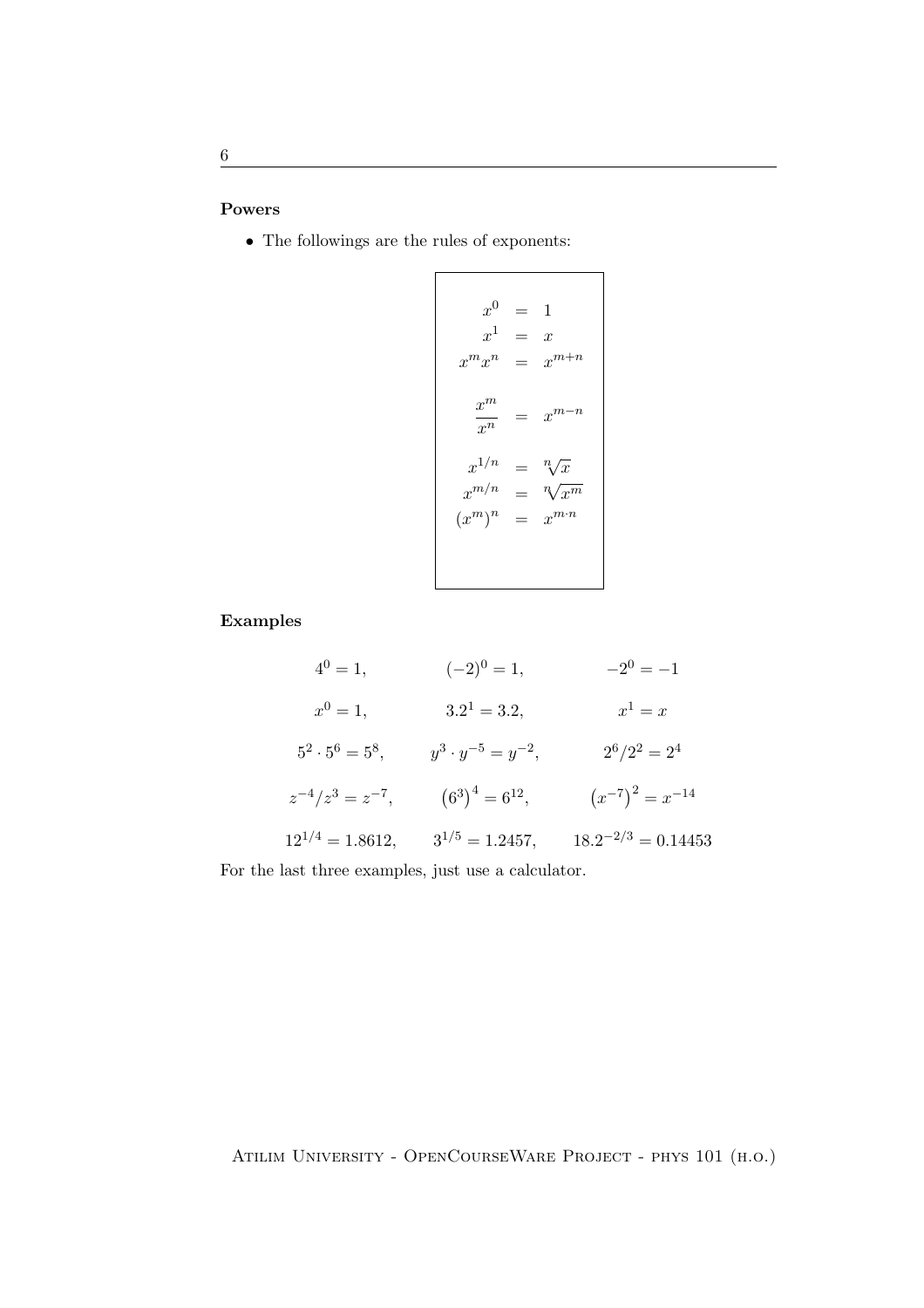### Powers

- The followings are the rules of exponents:

$$
\begin{aligned}
x^0 &= 1 \\
x^1 &= x \\
x^m x^n &= x^{m+n} \\
\frac{x^m}{x^n} &= x^{m-n} \\
x^{1/n} &= \sqrt[n]{x} \\
x^{m/n} &= \sqrt[n]{x^m} \\
(x^m)^n &= x^{m \cdot n}
\end{aligned}
$$

### Examples

$$
\begin{array}{ccc}
4^0 = 1, & (-2)^0 = 1, & -2^0 = -1 \\
x^0 = 1, & 3.2^1 = 3.2, & x^1 = x \\
5^2 \cdot 5^6 = 5^8, & y^3 \cdot y^{-5} = y^{-2}, & 2^6/2^2 = 2^4 \\
z^{-4}/z^3 = z^{-7}, & \left(6^3\right)^4 = 6^{12}, & \left(x^{-7}\right)^2 = x^{-14} \\
12^{1/4} = 1.8612, & 3^{1/5} = 1.2457, & 18.2^{-2/3} = 0.14453
\end{array}
$$

For the last three examples, just use a calculator.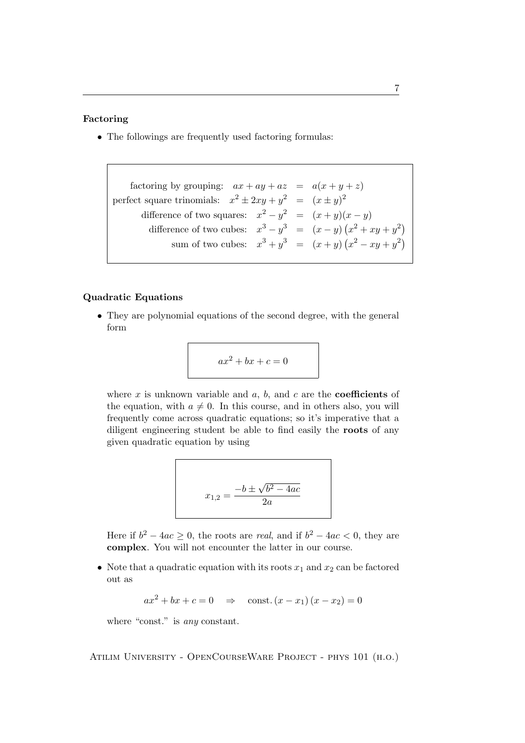## Factoring

- The followings are frequently used factoring formulas:

$$
\begin{aligned}
\text{factoring by grouping:} \quad ax + ay + az &= a(x + y + z) \\
\text{perfect square trinomials:} \quad x^2 \pm 2xy + y^2 &= (x \pm y)^2 \\
\text{difference of two squares:} \quad x^2 - y^2 &= (x + y)(x - y) \\
\text{difference of two cubes:} \quad x^3 - y^3 &= (x - y)\left(x^2 + xy + y^2\right) \\
\text{sum of two cubes:} \quad x^3 + y^3 &= (x + y)\left(x^2 - xy + y^2\right)
\end{aligned}
$$

## Quadratic Equations

- They are polynomial equations of the second degree, with the general form

$$ax^2 + bx + c = 0$$

where $x$ is unknown variable and $a$, $b$, and $c$ are the **coefficients** of the equation, with $a \neq 0$. In this course, and in others also, you will frequently come across quadratic equations; so it's imperative that a diligent engineering student be able to find easily the **roots** of any given quadratic equation by using

$$x_{1,2} = \frac{-b \pm \sqrt{b^2 - 4ac}}{2a}$$

Here if $b^2 - 4ac \geq 0$, the roots are *real*, and if $b^2 - 4ac < 0$, they are **complex**. You will not encounter the latter in our course.

- Note that a quadratic equation with its roots $x_1$ and $x_2$ can be factored out as

$$ax^2 + bx + c = 0 \quad \Rightarrow \quad \text{const.}\,(x - x_1)\,(x - x_2) = 0$$

where "const." is *any* constant.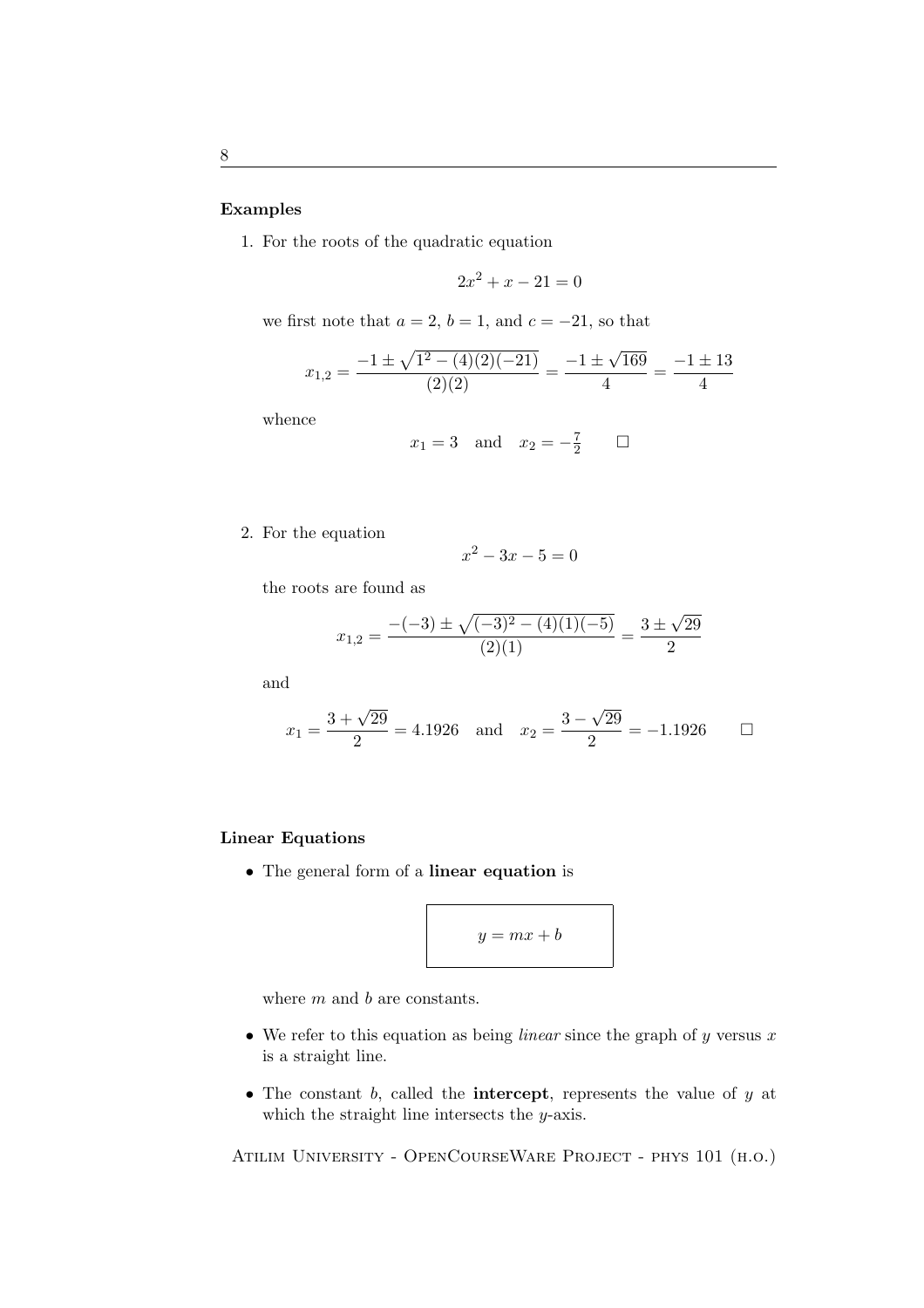**Examples**

1. For the roots of the quadratic equation

$$2x^2 + x - 21 = 0$$

we first note that $a = 2$, $b = 1$, and $c = -21$, so that

$$x_{1,2} = \frac{-1 \pm \sqrt{1^2 - (4)(2)(-21)}}{(2)(2)} = \frac{-1 \pm \sqrt{169}}{4} = \frac{-1 \pm 13}{4}$$

whence

$$x_1 = 3 \quad \text{and} \quad x_2 = -\tfrac{7}{2} \qquad \square$$

2. For the equation

$$x^2 - 3x - 5 = 0$$

the roots are found as

$$x_{1,2} = \frac{-(-3) \pm \sqrt{(-3)^2 - (4)(1)(-5)}}{(2)(1)} = \frac{3 \pm \sqrt{29}}{2}$$

and

$$x_1 = \frac{3 + \sqrt{29}}{2} = 4.1926 \quad \text{and} \quad x_2 = \frac{3 - \sqrt{29}}{2} = -1.1926 \qquad \square$$

**Linear Equations**

- The general form of a **linear equation** is

$$\boxed{y = mx + b}$$

where $m$ and $b$ are constants.

- We refer to this equation as being *linear* since the graph of $y$ versus $x$ is a straight line.

- The constant $b$, called the **intercept**, represents the value of $y$ at which the straight line intersects the $y$-axis.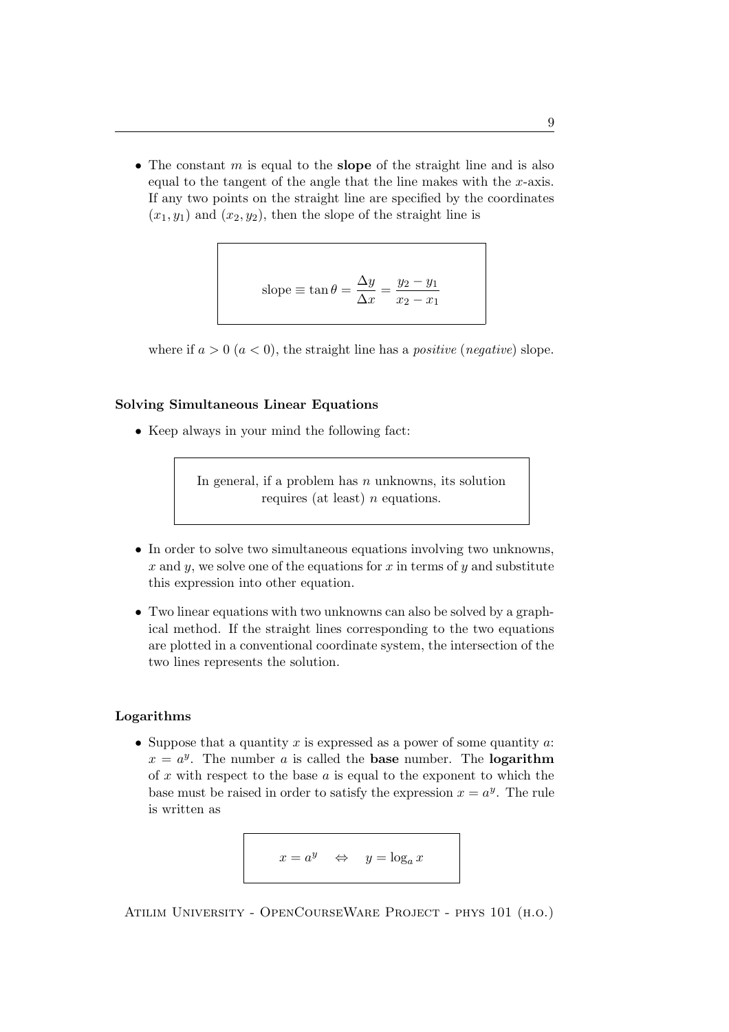- The constant $m$ is equal to the **slope** of the straight line and is also equal to the tangent of the angle that the line makes with the $x$-axis. If any two points on the straight line are specified by the coordinates $(x_1, y_1)$ and $(x_2, y_2)$, then the slope of the straight line is

$$\text{slope} \equiv \tan\theta = \frac{\Delta y}{\Delta x} = \frac{y_2 - y_1}{x_2 - x_1}$$

where if $a > 0$ ($a < 0$), the straight line has a *positive* (*negative*) slope.

**Solving Simultaneous Linear Equations**

- Keep always in your mind the following fact:

> In general, if a problem has $n$ unknowns, its solution requires (at least) $n$ equations.

- In order to solve two simultaneous equations involving two unknowns, $x$ and $y$, we solve one of the equations for $x$ in terms of $y$ and substitute this expression into other equation.

- Two linear equations with two unknowns can also be solved by a graphical method. If the straight lines corresponding to the two equations are plotted in a conventional coordinate system, the intersection of the two lines represents the solution.

**Logarithms**

- Suppose that a quantity $x$ is expressed as a power of some quantity $a$: $x = a^y$. The number $a$ is called the **base** number. The **logarithm** of $x$ with respect to the base $a$ is equal to the exponent to which the base must be raised in order to satisfy the expression $x = a^y$. The rule is written as

$$x = a^y \quad \Leftrightarrow \quad y = \log_a x$$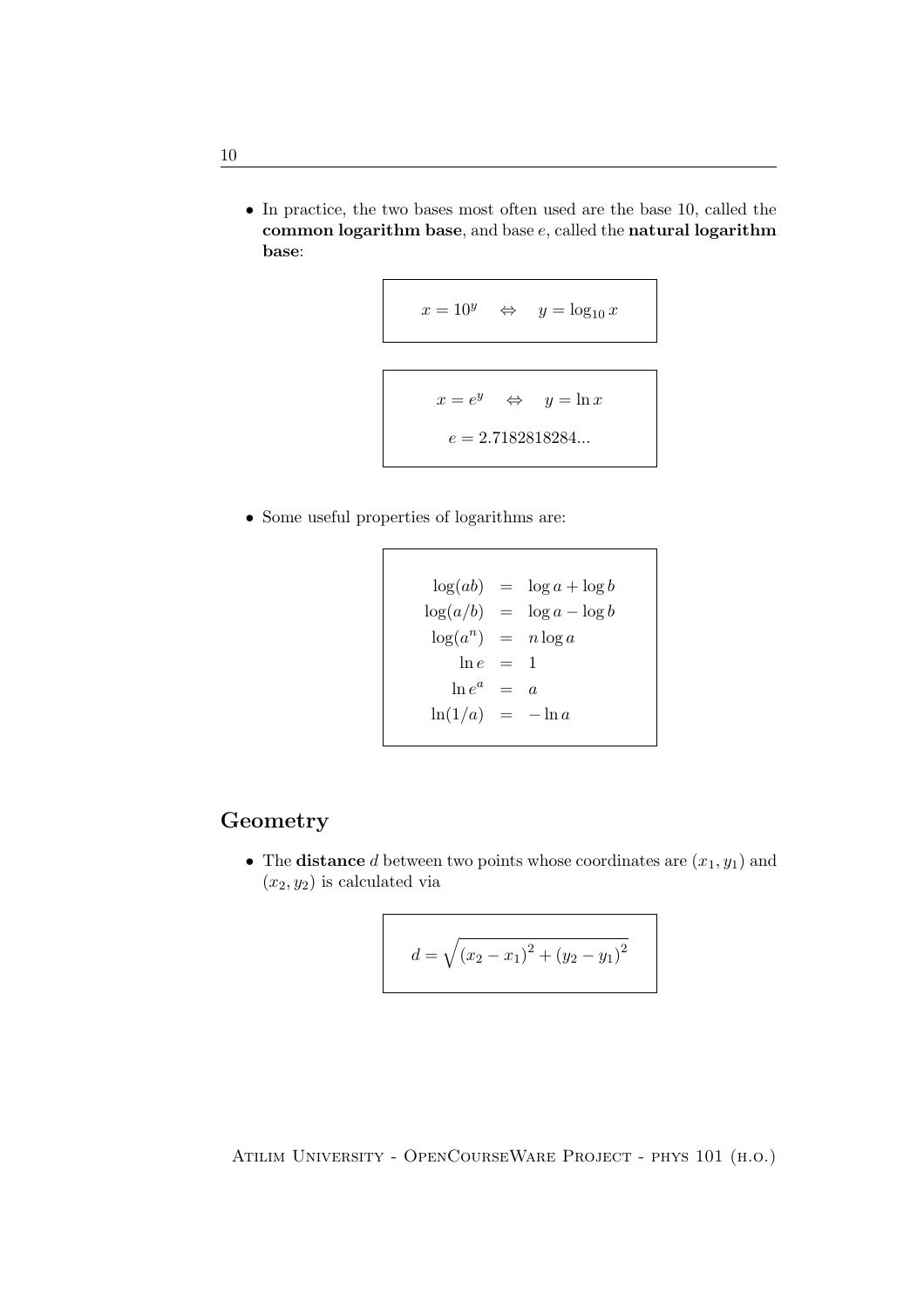- In practice, the two bases most often used are the base 10, called the **common logarithm base**, and base $e$, called the **natural logarithm base**:

$$x = 10^y \quad \Leftrightarrow \quad y = \log_{10} x$$

$$x = e^y \quad \Leftrightarrow \quad y = \ln x$$

$$e = 2.7182818284...$$

- Some useful properties of logarithms are:

$$\begin{aligned}
\log(ab) &= \log a + \log b \\
\log(a/b) &= \log a - \log b \\
\log(a^n) &= n \log a \\
\ln e &= 1 \\
\ln e^a &= a \\
\ln(1/a) &= -\ln a
\end{aligned}$$

## Geometry

- The **distance** $d$ between two points whose coordinates are $(x_1, y_1)$ and $(x_2, y_2)$ is calculated via

$$d = \sqrt{(x_2 - x_1)^2 + (y_2 - y_1)^2}$$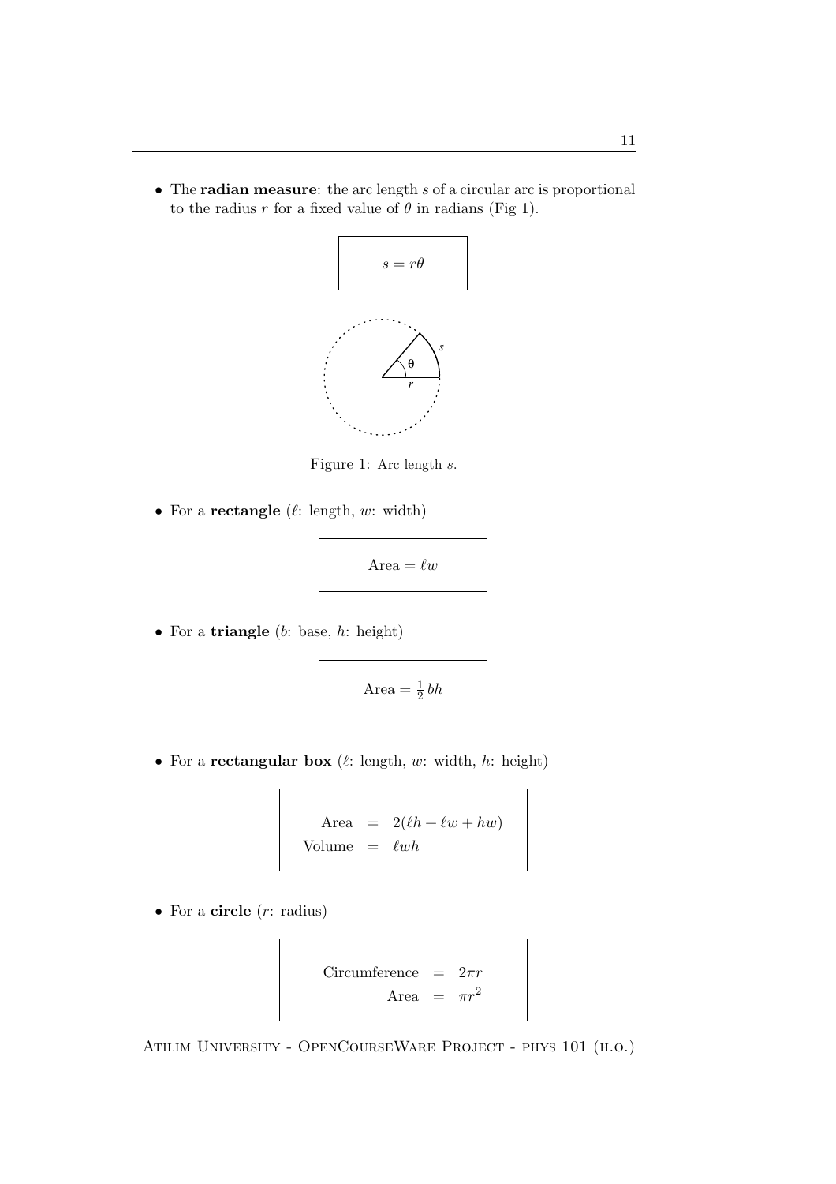- The **radian measure**: the arc length $s$ of a circular arc is proportional to the radius $r$ for a fixed value of $\theta$ in radians (Fig 1).

$$s = r\theta$$

Figure 1: Arc length $s$.

- For a **rectangle** ($\ell$: length, $w$: width)

$$\text{Area} = \ell w$$

- For a **triangle** ($b$: base, $h$: height)

$$\text{Area} = \frac{1}{2}\, bh$$

- For a **rectangular box** ($\ell$: length, $w$: width, $h$: height)

$$\begin{aligned} \text{Area} &= 2(\ell h + \ell w + hw) \\ \text{Volume} &= \ell wh \end{aligned}$$

- For a **circle** ($r$: radius)

$$\begin{aligned} \text{Circumference} &= 2\pi r \\ \text{Area} &= \pi r^2 \end{aligned}$$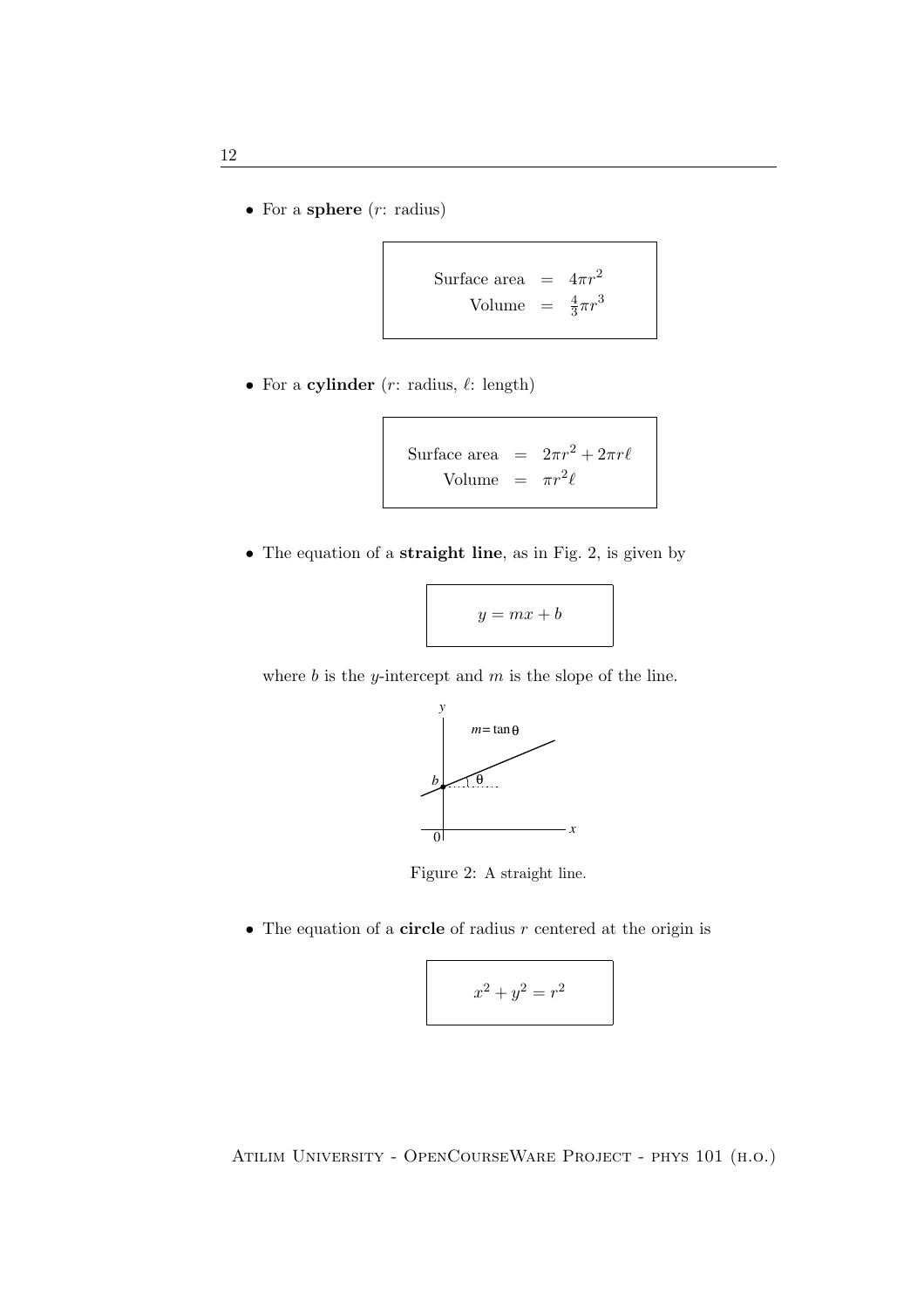- For a **sphere** ($r$: radius)

$$\begin{aligned} \text{Surface area} &= 4\pi r^2 \\ \text{Volume} &= \tfrac{4}{3}\pi r^3 \end{aligned}$$

- For a **cylinder** ($r$: radius, $\ell$: length)

$$\begin{aligned} \text{Surface area} &= 2\pi r^2 + 2\pi r\ell \\ \text{Volume} &= \pi r^2 \ell \end{aligned}$$

- The equation of a **straight line**, as in Fig. 2, is given by

$$y = mx + b$$

where $b$ is the $y$-intercept and $m$ is the slope of the line.

Figure 2: A straight line.

- The equation of a **circle** of radius $r$ centered at the origin is

$$x^2 + y^2 = r^2$$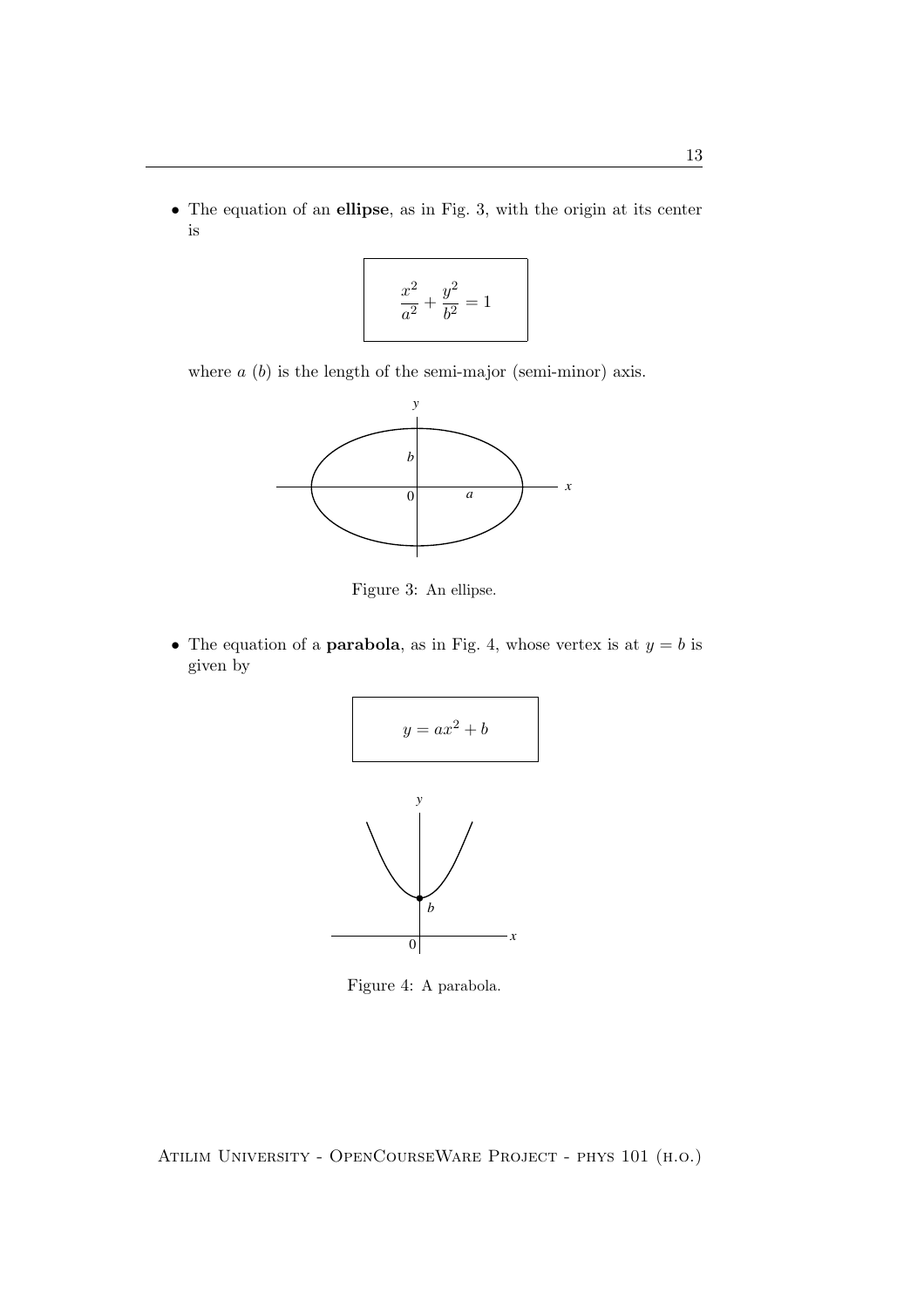- The equation of an **ellipse**, as in Fig. 3, with the origin at its center is

$$\frac{x^2}{a^2} + \frac{y^2}{b^2} = 1$$

where $a$ ($b$) is the length of the semi-major (semi-minor) axis.

Figure 3: An ellipse.

- The equation of a **parabola**, as in Fig. 4, whose vertex is at $y = b$ is given by

$$y = ax^2 + b$$

Figure 4: A parabola.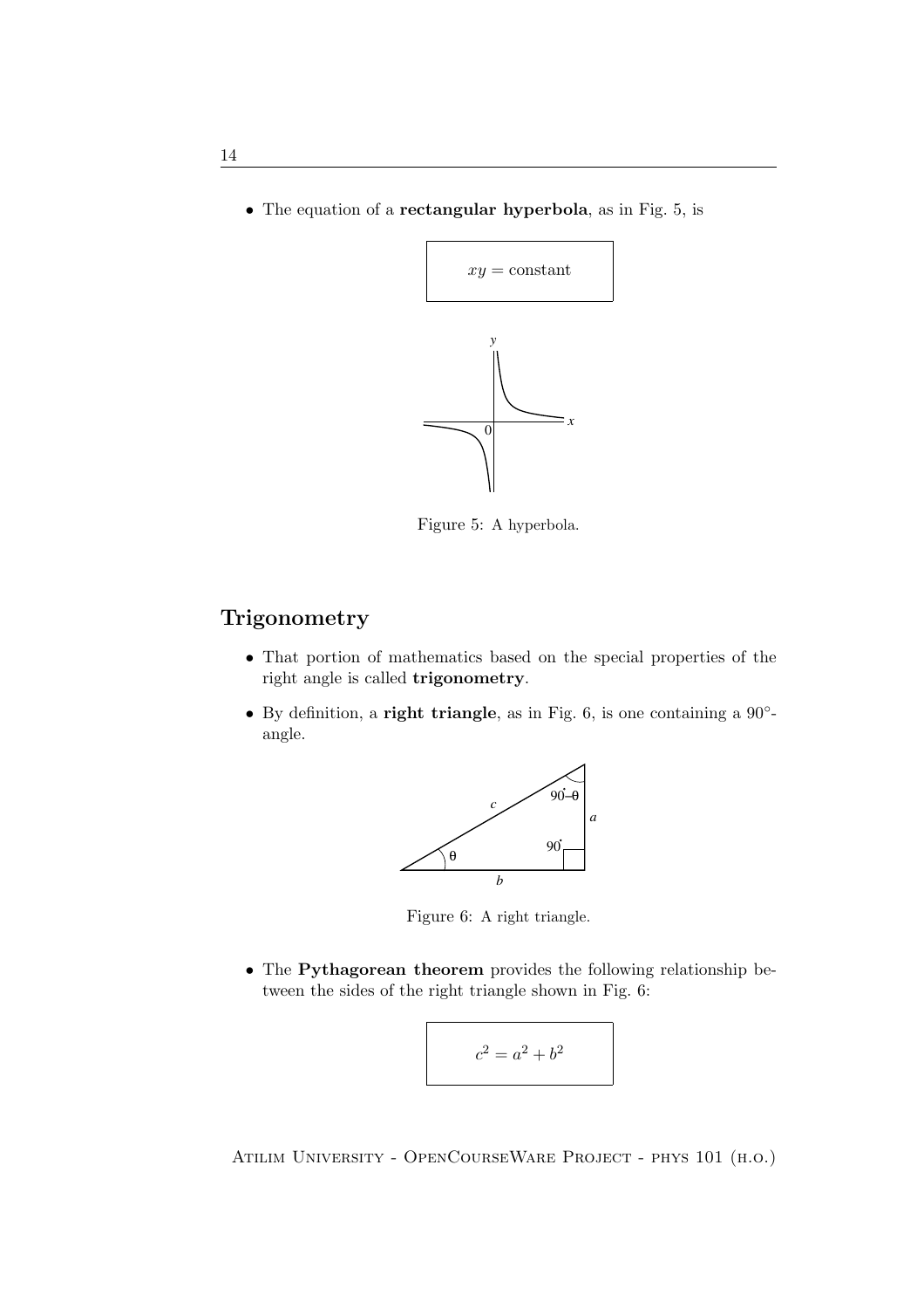- The equation of a **rectangular hyperbola**, as in Fig. 5, is

$$xy = \text{constant}$$

Figure 5: A hyperbola.

## Trigonometry

- That portion of mathematics based on the special properties of the right angle is called **trigonometry**.

- By definition, a **right triangle**, as in Fig. 6, is one containing a $90^\circ$-angle.

Figure 6: A right triangle.

- The **Pythagorean theorem** provides the following relationship between the sides of the right triangle shown in Fig. 6:

$$c^2 = a^2 + b^2$$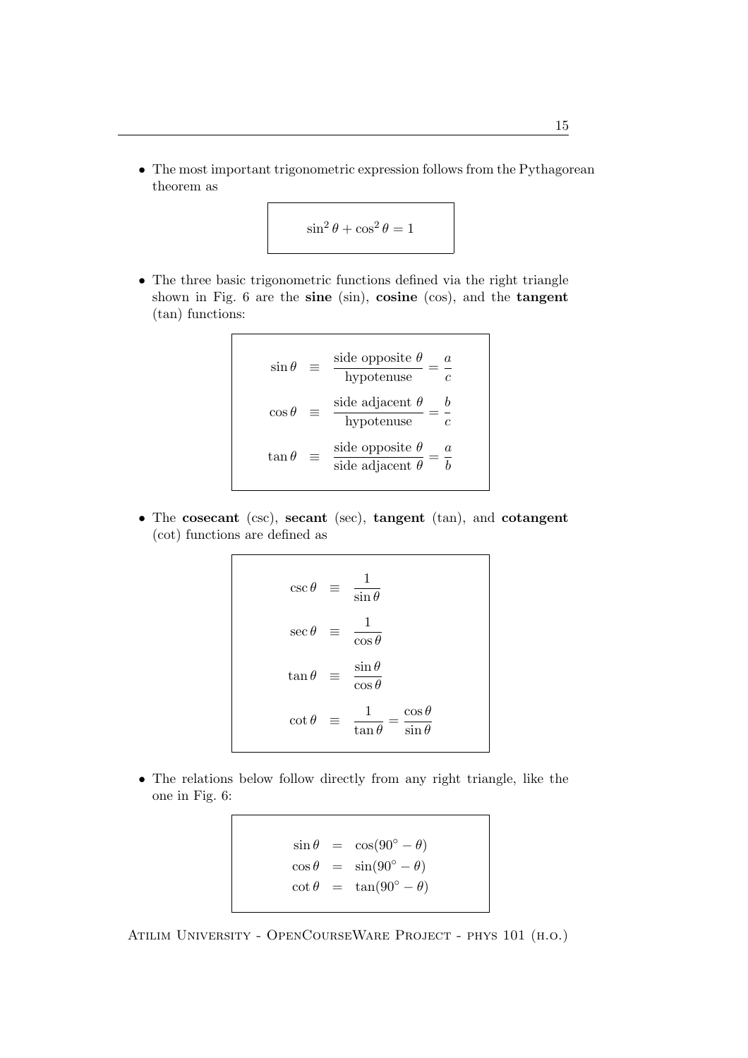- The most important trigonometric expression follows from the Pythagorean theorem as

$$\sin^2\theta + \cos^2\theta = 1$$

- The three basic trigonometric functions defined via the right triangle shown in Fig. 6 are the **sine** (sin), **cosine** (cos), and the **tangent** (tan) functions:

$$\begin{aligned}
\sin\theta &\equiv \frac{\text{side opposite }\theta}{\text{hypotenuse}} = \frac{a}{c} \\
\cos\theta &\equiv \frac{\text{side adjacent }\theta}{\text{hypotenuse}} = \frac{b}{c} \\
\tan\theta &\equiv \frac{\text{side opposite }\theta}{\text{side adjacent }\theta} = \frac{a}{b}
\end{aligned}$$

- The **cosecant** (csc), **secant** (sec), **tangent** (tan), and **cotangent** (cot) functions are defined as

$$\begin{aligned}
\csc\theta &\equiv \frac{1}{\sin\theta} \\
\sec\theta &\equiv \frac{1}{\cos\theta} \\
\tan\theta &\equiv \frac{\sin\theta}{\cos\theta} \\
\cot\theta &\equiv \frac{1}{\tan\theta} = \frac{\cos\theta}{\sin\theta}
\end{aligned}$$

- The relations below follow directly from any right triangle, like the one in Fig. 6:

$$\begin{aligned}
\sin\theta &= \cos(90^\circ - \theta) \\
\cos\theta &= \sin(90^\circ - \theta) \\
\cot\theta &= \tan(90^\circ - \theta)
\end{aligned}$$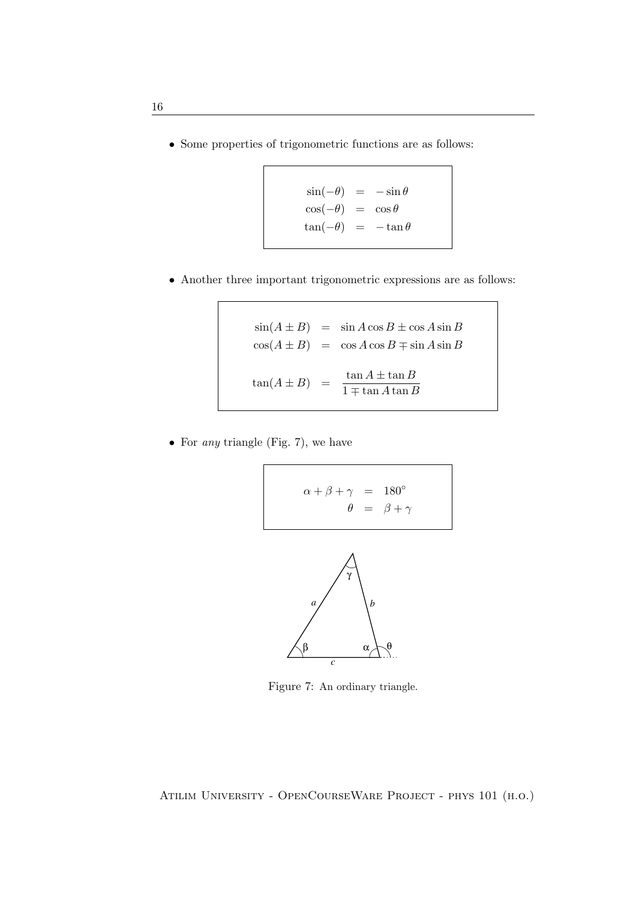- Some properties of trigonometric functions are as follows:

$$
\begin{aligned}
\sin(-\theta) &= -\sin\theta \\
\cos(-\theta) &= \cos\theta \\
\tan(-\theta) &= -\tan\theta
\end{aligned}
$$

- Another three important trigonometric expressions are as follows:

$$
\begin{aligned}
\sin(A \pm B) &= \sin A \cos B \pm \cos A \sin B \\
\cos(A \pm B) &= \cos A \cos B \mp \sin A \sin B \\
\tan(A \pm B) &= \frac{\tan A \pm \tan B}{1 \mp \tan A \tan B}
\end{aligned}
$$

- For *any* triangle (Fig. 7), we have

$$
\begin{aligned}
\alpha + \beta + \gamma &= 180^\circ \\
\theta &= \beta + \gamma
\end{aligned}
$$

γ
a
b
β
α
θ
c

Figure 7: An ordinary triangle.